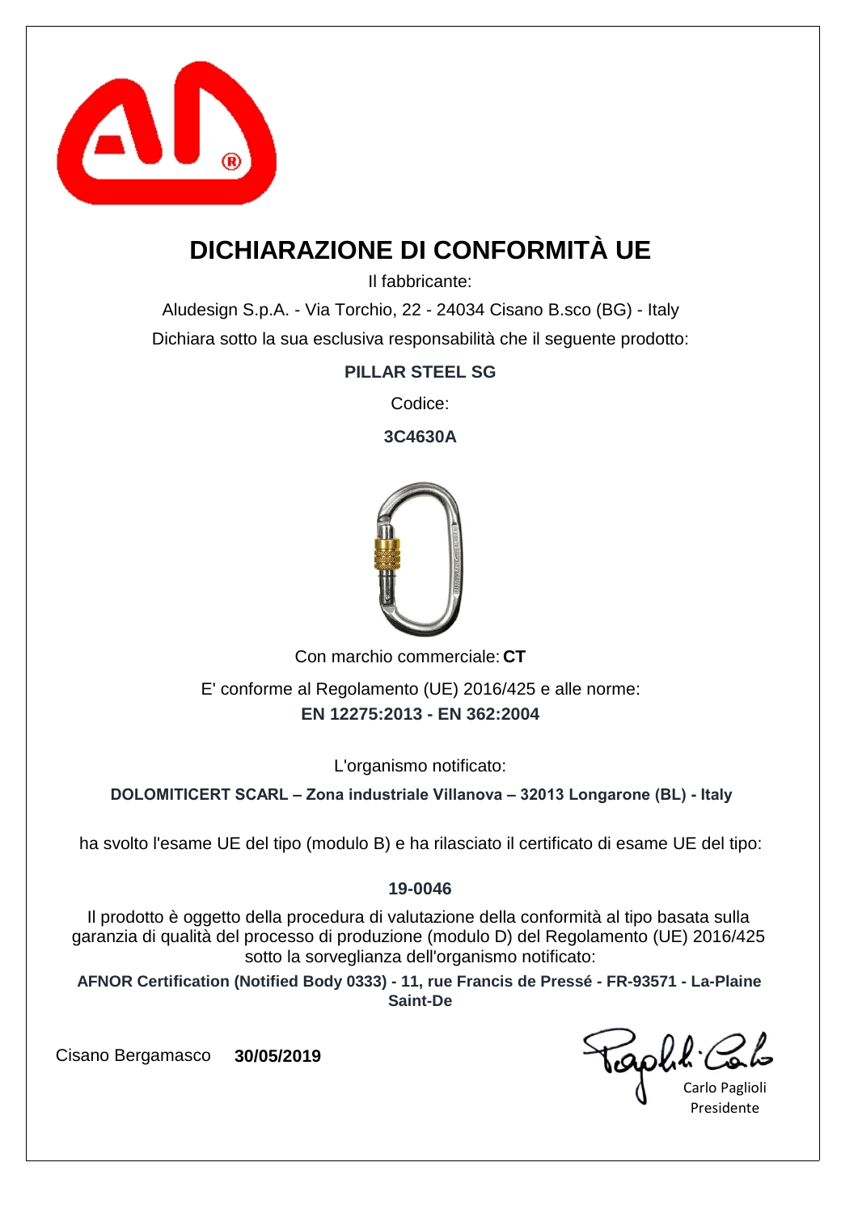# DICHIARAZIONE DI CONFORMITÀ UE

Il fabbricante:

Aludesign S.p.A. - Via Torchio, 22 - 24034 Cisano B.sco (BG) - Italy

Dichiara sotto la sua esclusiva responsabilità che il seguente prodotto:

**PILLAR STEEL SG**

Codice:

**3C4630A**

Con marchio commerciale: **CT**

E' conforme al Regolamento (UE) 2016/425 e alle norme:

**EN 12275:2013 - EN 362:2004**

L'organismo notificato:

**DOLOMITICERT SCARL – Zona industriale Villanova – 32013 Longarone (BL) - Italy**

ha svolto l'esame UE del tipo (modulo B) e ha rilasciato il certificato di esame UE del tipo:

**19-0046**

Il prodotto è oggetto della procedura di valutazione della conformità al tipo basata sulla garanzia di qualità del processo di produzione (modulo D) del Regolamento (UE) 2016/425 sotto la sorveglianza dell'organismo notificato:

**AFNOR Certification (Notified Body 0333) - 11, rue Francis de Pressé - FR-93571 - La-Plaine Saint-De**

Cisano Bergamasco **30/05/2019**

Carlo Paglioli
Presidente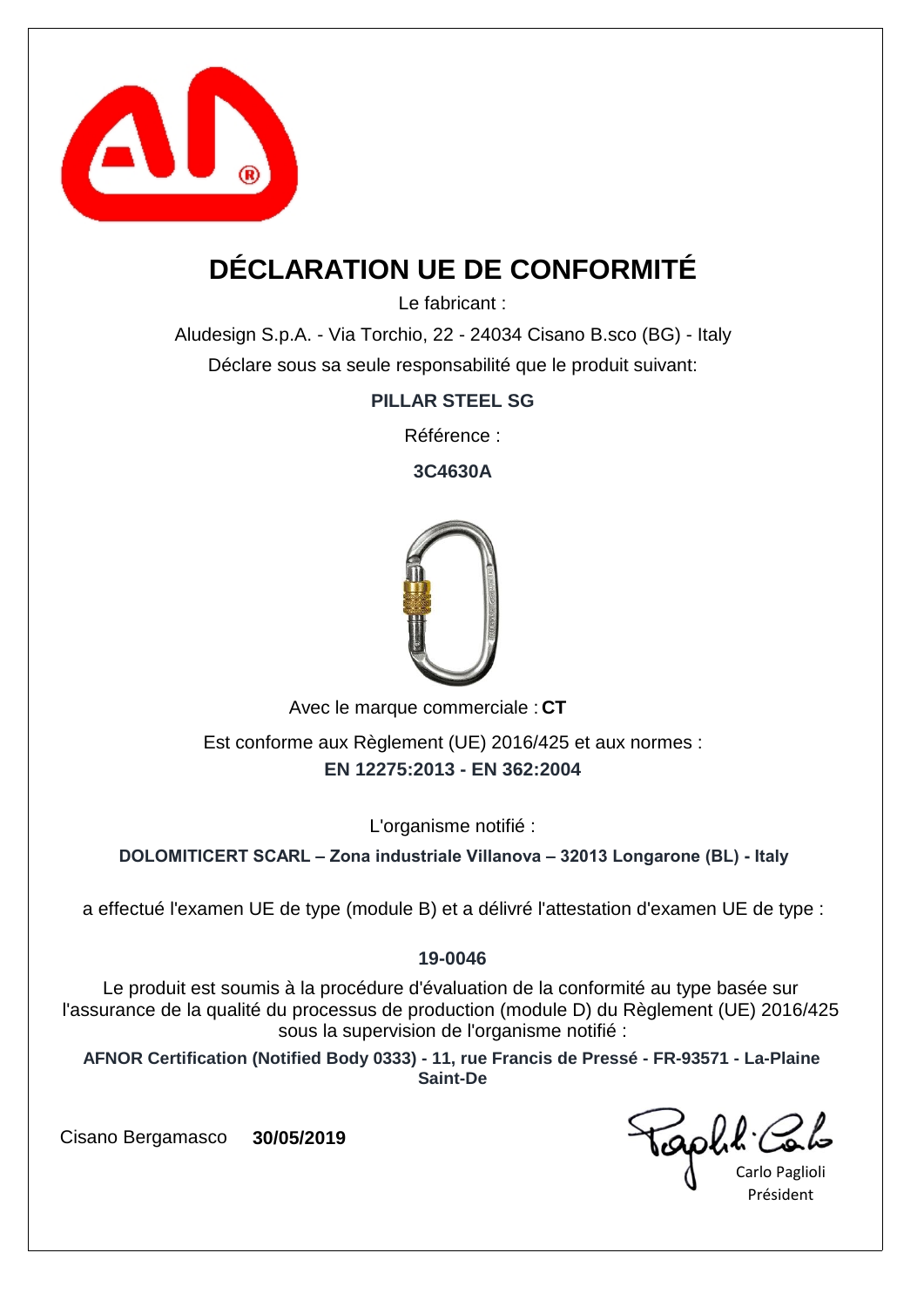# DÉCLARATION UE DE CONFORMITÉ

Le fabricant :

Aludesign S.p.A. - Via Torchio, 22 - 24034 Cisano B.sco (BG) - Italy

Déclare sous sa seule responsabilité que le produit suivant:

**PILLAR STEEL SG**

Référence :

**3C4630A**

Avec le marque commerciale : **CT**

Est conforme aux Règlement (UE) 2016/425 et aux normes :

**EN 12275:2013 - EN 362:2004**

L'organisme notifié :

**DOLOMITICERT SCARL – Zona industriale Villanova – 32013 Longarone (BL) - Italy**

a effectué l'examen UE de type (module B) et a délivré l'attestation d'examen UE de type :

**19-0046**

Le produit est soumis à la procédure d'évaluation de la conformité au type basée sur l'assurance de la qualité du processus de production (module D) du Règlement (UE) 2016/425 sous la supervision de l'organisme notifié :

**AFNOR Certification (Notified Body 0333) - 11, rue Francis de Pressé - FR-93571 - La-Plaine Saint-De**

Cisano Bergamasco **30/05/2019**

Carlo Paglioli

Président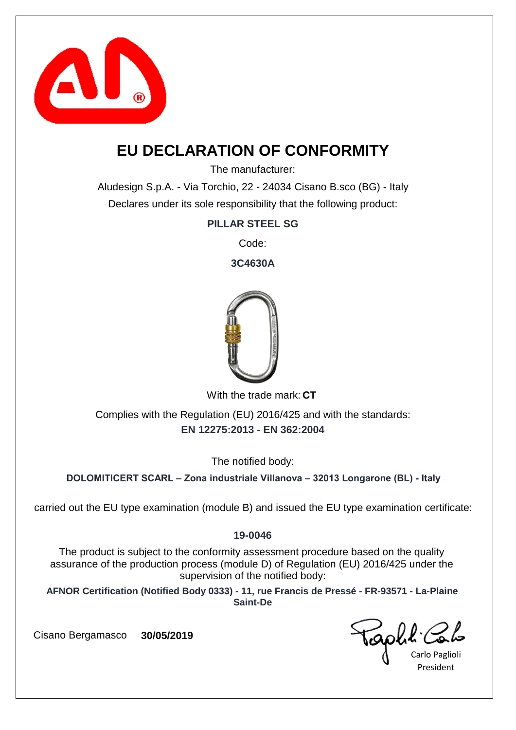# EU DECLARATION OF CONFORMITY

The manufacturer:

Aludesign S.p.A. - Via Torchio, 22 - 24034 Cisano B.sco (BG) - Italy

Declares under its sole responsibility that the following product:

**PILLAR STEEL SG**

Code:

**3C4630A**

With the trade mark: **CT**

Complies with the Regulation (EU) 2016/425 and with the standards:

**EN 12275:2013 - EN 362:2004**

The notified body:

**DOLOMITICERT SCARL – Zona industriale Villanova – 32013 Longarone (BL) - Italy**

carried out the EU type examination (module B) and issued the EU type examination certificate:

**19-0046**

The product is subject to the conformity assessment procedure based on the quality assurance of the production process (module D) of Regulation (EU) 2016/425 under the supervision of the notified body:

**AFNOR Certification (Notified Body 0333) - 11, rue Francis de Pressé - FR-93571 - La-Plaine Saint-De**

Cisano Bergamasco **30/05/2019**

Carlo Paglioli
President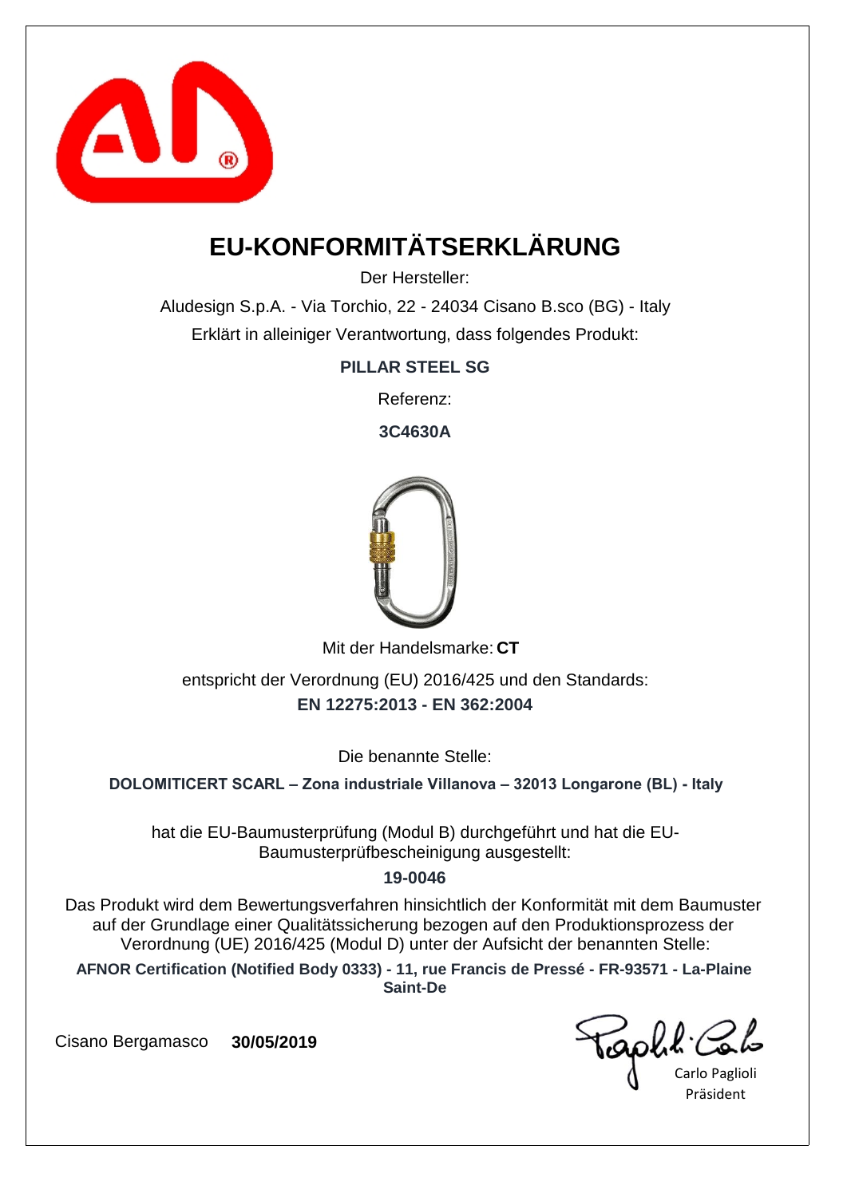# EU-KONFORMITÄTSERKLÄRUNG

Der Hersteller:

Aludesign S.p.A. - Via Torchio, 22 - 24034 Cisano B.sco (BG) - Italy

Erklärt in alleiniger Verantwortung, dass folgendes Produkt:

**PILLAR STEEL SG**

Referenz:

**3C4630A**

Mit der Handelsmarke: **CT**

entspricht der Verordnung (EU) 2016/425 und den Standards:

**EN 12275:2013 - EN 362:2004**

Die benannte Stelle:

**DOLOMITICERT SCARL – Zona industriale Villanova – 32013 Longarone (BL) - Italy**

hat die EU-Baumusterprüfung (Modul B) durchgeführt und hat die EU-Baumusterprüfbescheinigung ausgestellt:

**19-0046**

Das Produkt wird dem Bewertungsverfahren hinsichtlich der Konformität mit dem Baumuster auf der Grundlage einer Qualitätssicherung bezogen auf den Produktionsprozess der Verordnung (UE) 2016/425 (Modul D) unter der Aufsicht der benannten Stelle:

**AFNOR Certification (Notified Body 0333) - 11, rue Francis de Pressé - FR-93571 - La-Plaine Saint-De**

Cisano Bergamasco **30/05/2019**

Carlo Paglioli
Präsident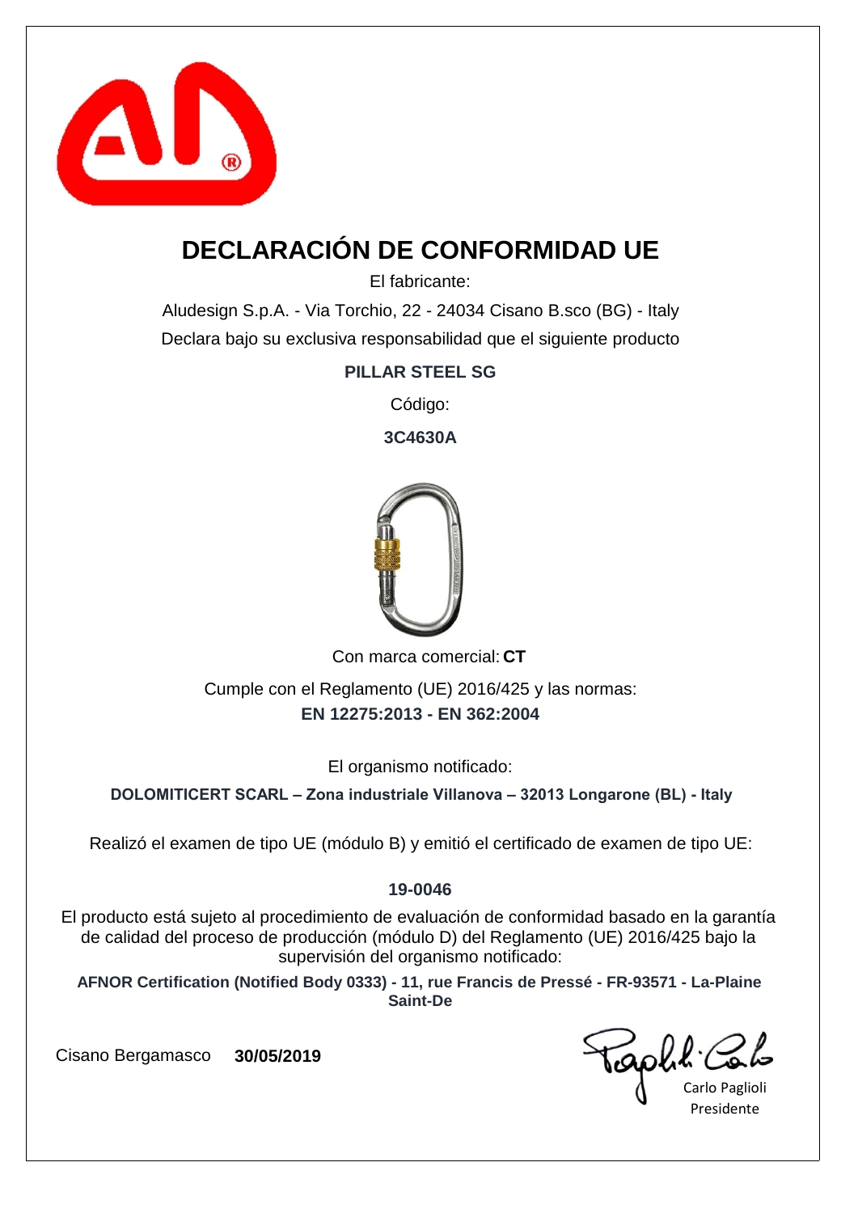# DECLARACIÓN DE CONFORMIDAD UE

El fabricante:

Aludesign S.p.A. - Via Torchio, 22 - 24034 Cisano B.sco (BG) - Italy

Declara bajo su exclusiva responsabilidad que el siguiente producto

**PILLAR STEEL SG**

Código:

**3C4630A**

Con marca comercial: **CT**

Cumple con el Reglamento (UE) 2016/425 y las normas:

**EN 12275:2013 - EN 362:2004**

El organismo notificado:

**DOLOMITICERT SCARL – Zona industriale Villanova – 32013 Longarone (BL) - Italy**

Realizó el examen de tipo UE (módulo B) y emitió el certificado de examen de tipo UE:

**19-0046**

El producto está sujeto al procedimiento de evaluación de conformidad basado en la garantía de calidad del proceso de producción (módulo D) del Reglamento (UE) 2016/425 bajo la supervisión del organismo notificado:

**AFNOR Certification (Notified Body 0333) - 11, rue Francis de Pressé - FR-93571 - La-Plaine Saint-De**

Cisano Bergamasco **30/05/2019**

Carlo Paglioli
Presidente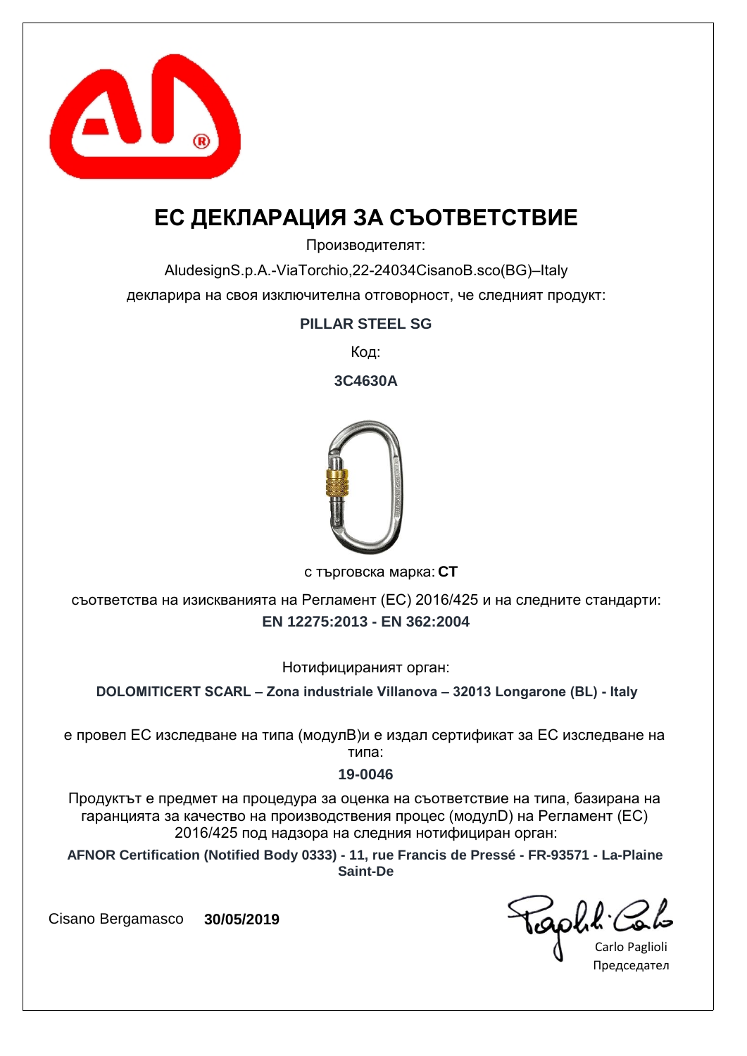# ЕС ДЕКЛАРАЦИЯ ЗА СЪОТВЕТСТВИЕ

Производителят:

AludesignS.p.A.-ViaTorchio,22-24034CisanoB.sco(BG)–Italy

декларира на своя изключителна отговорност, че следният продукт:

**PILLAR STEEL SG**

Код:

**3C4630A**

с търговска марка: **CT**

съответства на изискванията на Регламент (ЕС) 2016/425 и на следните стандарти:

**EN 12275:2013 - EN 362:2004**

Нотифицираният орган:

**DOLOMITICERT SCARL – Zona industriale Villanova – 32013 Longarone (BL) - Italy**

е провел ЕС изследване на типа (модулB)и е издал сертификат за ЕС изследване на типа:

**19-0046**

Продуктът е предмет на процедура за оценка на съответствие на типа, базирана на гаранцията за качество на производствения процес (модулD) на Регламент (ЕС) 2016/425 под надзора на следния нотифициран орган:

**AFNOR Certification (Notified Body 0333) - 11, rue Francis de Pressé - FR-93571 - La-Plaine Saint-De**

Cisano Bergamasco **30/05/2019**

Carlo Paglioli

Председател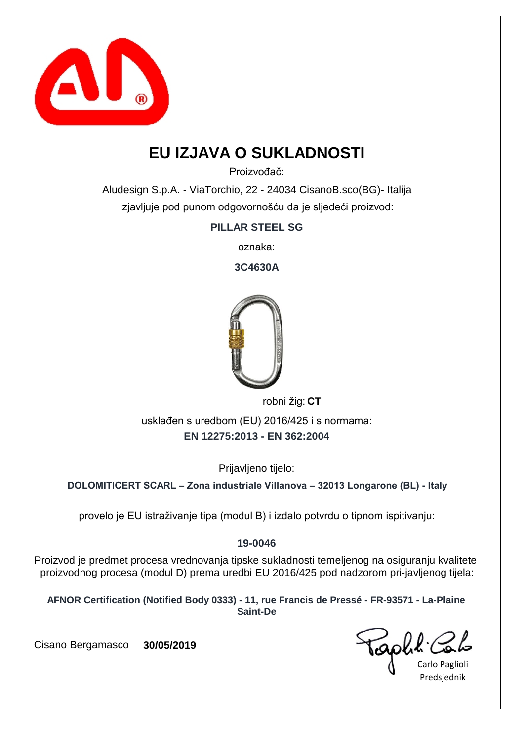# EU IZJAVA O SUKLADNOSTI

Proizvođač:

Aludesign S.p.A. - ViaTorchio, 22 - 24034 CisanoB.sco(BG)- Italija

izjavljuje pod punom odgovornošću da je sljedeći proizvod:

**PILLAR STEEL SG**

oznaka:

**3C4630A**

robni žig: **CT**

usklađen s uredbom (EU) 2016/425 i s normama:

**EN 12275:2013 - EN 362:2004**

Prijavljeno tijelo:

**DOLOMITICERT SCARL – Zona industriale Villanova – 32013 Longarone (BL) - Italy**

provelo je EU istraživanje tipa (modul B) i izdalo potvrdu o tipnom ispitivanju:

**19-0046**

Proizvod je predmet procesa vrednovanja tipske sukladnosti temeljenog na osiguranju kvalitete proizvodnog procesa (modul D) prema uredbi EU 2016/425 pod nadzorom pri-javljenog tijela:

**AFNOR Certification (Notified Body 0333) - 11, rue Francis de Pressé - FR-93571 - La-Plaine Saint-De**

Cisano Bergamasco **30/05/2019**

Carlo Paglioli
Predsjednik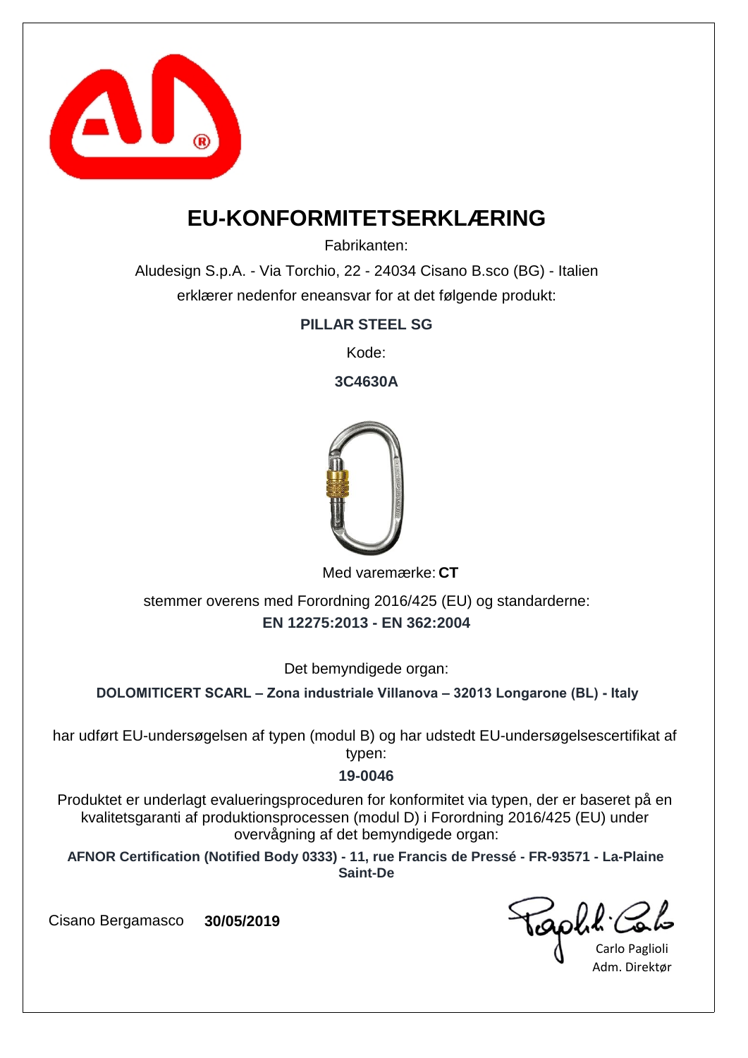# EU-KONFORMITETSERKLÆRING

Fabrikanten:

Aludesign S.p.A. - Via Torchio, 22 - 24034 Cisano B.sco (BG) - Italien

erklærer nedenfor eneansvar for at det følgende produkt:

**PILLAR STEEL SG**

Kode:

**3C4630A**

Med varemærke: **CT**

stemmer overens med Forordning 2016/425 (EU) og standarderne:

**EN 12275:2013 - EN 362:2004**

Det bemyndigede organ:

**DOLOMITICERT SCARL – Zona industriale Villanova – 32013 Longarone (BL) - Italy**

har udført EU-undersøgelsen af typen (modul B) og har udstedt EU-undersøgelsescertifikat af typen:

**19-0046**

Produktet er underlagt evalueringsproceduren for konformitet via typen, der er baseret på en kvalitetsgaranti af produktionsprocessen (modul D) i Forordning 2016/425 (EU) under overvågning af det bemyndigede organ:

**AFNOR Certification (Notified Body 0333) - 11, rue Francis de Pressé - FR-93571 - La-Plaine Saint-De**

Cisano Bergamasco **30/05/2019**

Carlo Paglioli
Adm. Direktør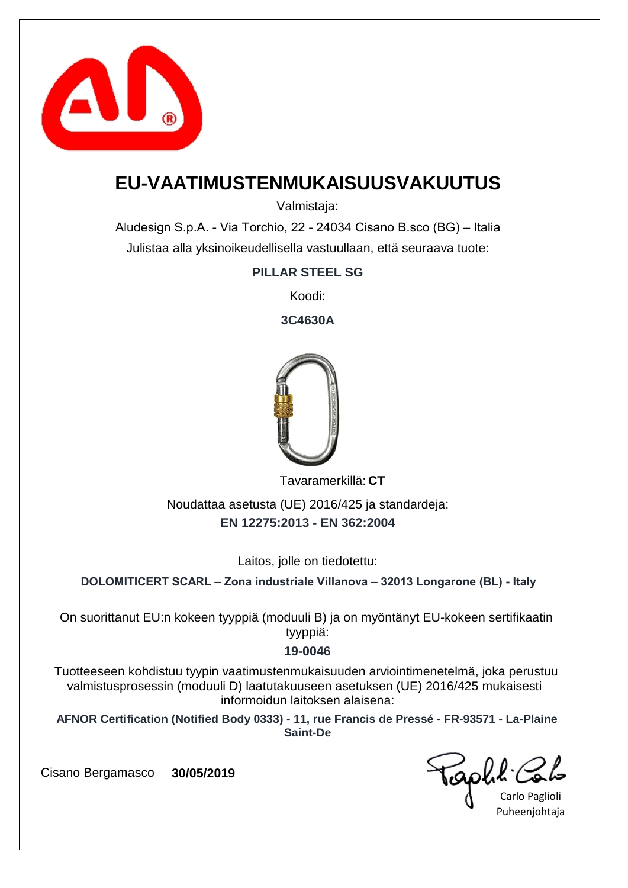# EU-VAATIMUSTENMUKAISUUSVAKUUTUS

Valmistaja:

Aludesign S.p.A. - Via Torchio, 22 - 24034 Cisano B.sco (BG) – Italia

Julistaa alla yksinoikeudellisella vastuullaan, että seuraava tuote:

**PILLAR STEEL SG**

Koodi:

**3C4630A**

Tavaramerkillä: **CT**

Noudattaa asetusta (UE) 2016/425 ja standardeja:

**EN 12275:2013 - EN 362:2004**

Laitos, jolle on tiedotettu:

**DOLOMITICERT SCARL – Zona industriale Villanova – 32013 Longarone (BL) - Italy**

On suorittanut EU:n kokeen tyyppiä (moduuli B) ja on myöntänyt EU-kokeen sertifikaatin tyyppiä:

**19-0046**

Tuotteeseen kohdistuu tyypin vaatimustenmukaisuuden arviointimenetelmä, joka perustuu valmistusprosessin (moduuli D) laatutakuuseen asetuksen (UE) 2016/425 mukaisesti informoidun laitoksen alaisena:

**AFNOR Certification (Notified Body 0333) - 11, rue Francis de Pressé - FR-93571 - La-Plaine Saint-De**

Cisano Bergamasco **30/05/2019**

Carlo Paglioli
Puheenjohtaja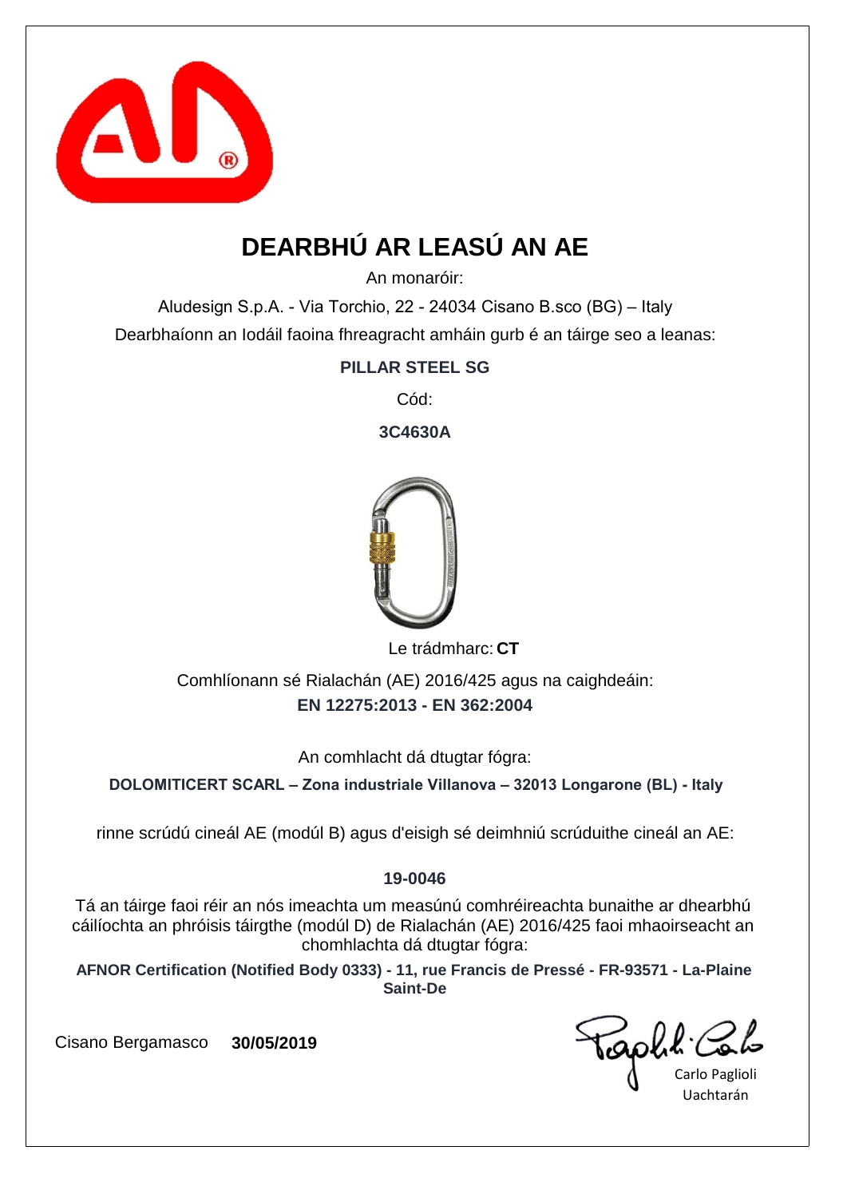# DEARBHÚ AR LEASÚ AN AE

An monaróir:

Aludesign S.p.A. - Via Torchio, 22 - 24034 Cisano B.sco (BG) – Italy

Dearbhaíonn an Iodáil faoina fhreagracht amháin gurb é an táirge seo a leanas:

**PILLAR STEEL SG**

Cód:

**3C4630A**

Le trádmharc: **CT**

Comhlíonann sé Rialachán (AE) 2016/425 agus na caighdeáin:

**EN 12275:2013 - EN 362:2004**

An comhlacht dá dtugtar fógra:

**DOLOMITICERT SCARL – Zona industriale Villanova – 32013 Longarone (BL) - Italy**

rinne scrúdú cineál AE (modúl B) agus d'eisigh sé deimhniú scrúduithe cineál an AE:

**19-0046**

Tá an táirge faoi réir an nós imeachta um measúnú comhréireachta bunaithe ar dhearbhú cáilíochta an phróisis táirgthe (modúl D) de Rialachán (AE) 2016/425 faoi mhaoirseacht an chomhlachta dá dtugtar fógra:

**AFNOR Certification (Notified Body 0333) - 11, rue Francis de Pressé - FR-93571 - La-Plaine Saint-De**

Cisano Bergamasco **30/05/2019**

Carlo Paglioli
Uachtarán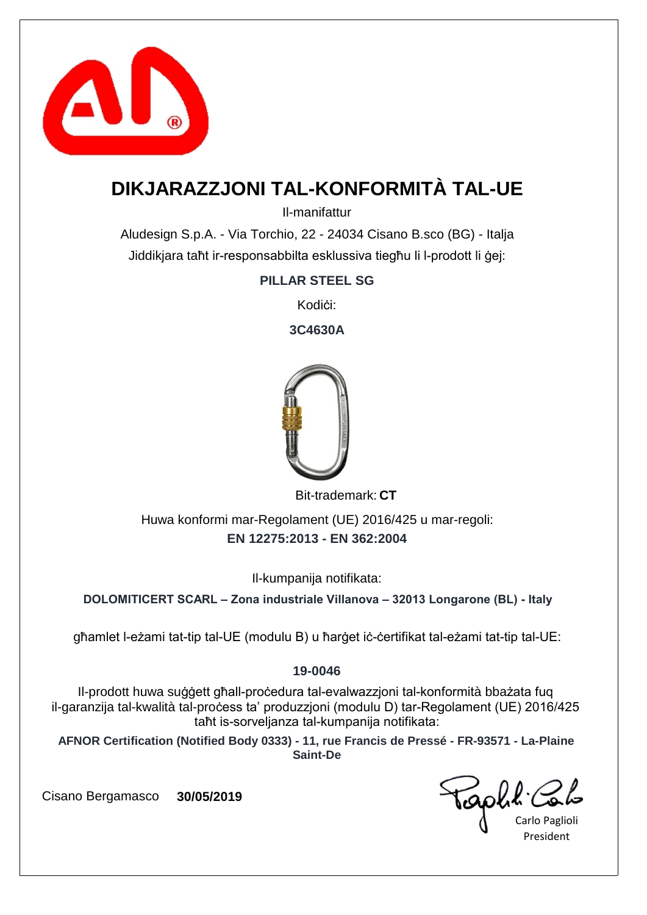# DIKJARAZZJONI TAL-KONFORMITÀ TAL-UE

Il-manifattur

Aludesign S.p.A. - Via Torchio, 22 - 24034 Cisano B.sco (BG) - Italja

Jiddikjara taħt ir-responsabbilta esklussiva tiegħu li l-prodott li ġej:

**PILLAR STEEL SG**

Kodiċi:

**3C4630A**

Bit-trademark: **CT**

Huwa konformi mar-Regolament (UE) 2016/425 u mar-regoli:

**EN 12275:2013 - EN 362:2004**

Il-kumpanija notifikata:

**DOLOMITICERT SCARL – Zona industriale Villanova – 32013 Longarone (BL) - Italy**

għamlet l-eżami tat-tip tal-UE (modulu B) u ħarġet iċ-ċertifikat tal-eżami tat-tip tal-UE:

**19-0046**

Il-prodott huwa suġġett għall-proċedura tal-evalwazzjoni tal-konformità bbażata fuq il-garanzija tal-kwalità tal-proċess ta' produzzjoni (modulu D) tar-Regolament (UE) 2016/425 taħt is-sorveljanza tal-kumpanija notifikata:

**AFNOR Certification (Notified Body 0333) - 11, rue Francis de Pressé - FR-93571 - La-Plaine Saint-De**

Cisano Bergamasco **30/05/2019**

Carlo Paglioli
President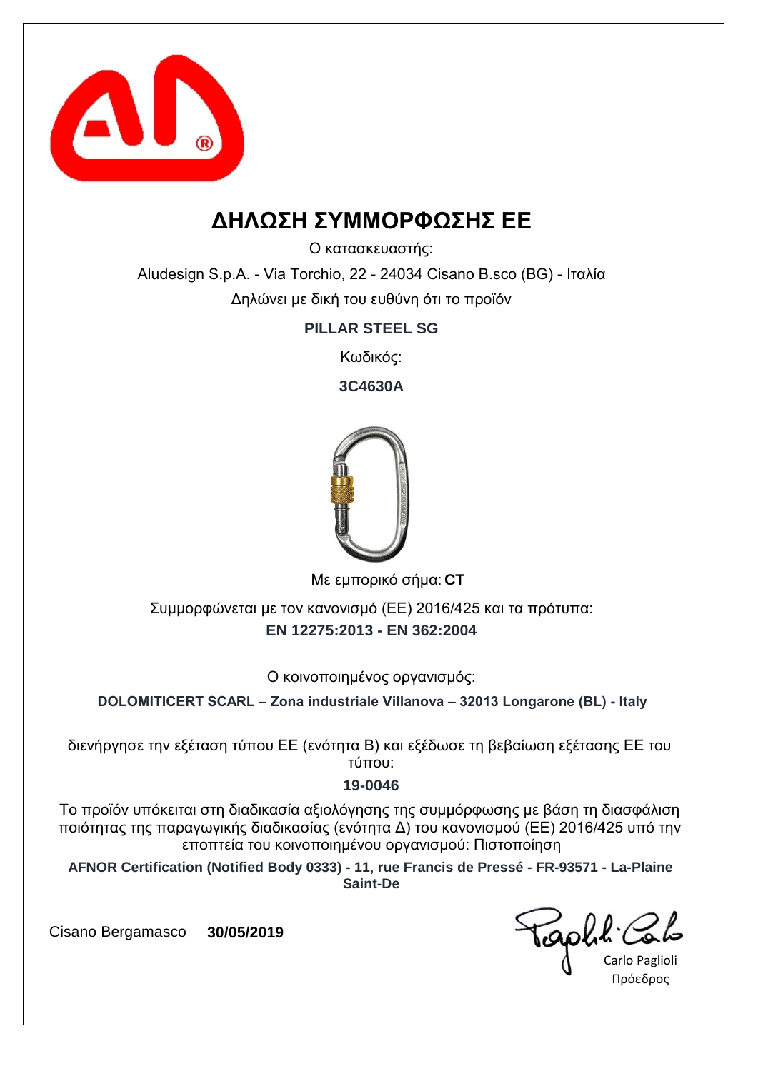# ΔΗΛΩΣΗ ΣΥΜΜΟΡΦΩΣΗΣ ΕΕ

Ο κατασκευαστής:

Aludesign S.p.A. - Via Torchio, 22 - 24034 Cisano B.sco (BG) - Ιταλία

Δηλώνει με δική του ευθύνη ότι το προϊόν

**PILLAR STEEL SG**

Κωδικός:

**3C4630A**

Με εμπορικό σήμα: **CT**

Συμμορφώνεται με τον κανονισμό (ΕΕ) 2016/425 και τα πρότυπα:

**EN 12275:2013 - EN 362:2004**

Ο κοινοποιημένος οργανισμός:

**DOLOMITICERT SCARL – Zona industriale Villanova – 32013 Longarone (BL) - Italy**

διενήργησε την εξέταση τύπου ΕΕ (ενότητα Β) και εξέδωσε τη βεβαίωση εξέτασης ΕΕ του τύπου:

**19-0046**

Το προϊόν υπόκειται στη διαδικασία αξιολόγησης της συμμόρφωσης με βάση τη διασφάλιση ποιότητας της παραγωγικής διαδικασίας (ενότητα Δ) του κανονισμού (ΕΕ) 2016/425 υπό την εποπτεία του κοινοποιημένου οργανισμού: Πιστοποίηση

**AFNOR Certification (Notified Body 0333) - 11, rue Francis de Pressé - FR-93571 - La-Plaine Saint-De**

Cisano Bergamasco **30/05/2019**

Carlo Paglioli

Πρόεδρος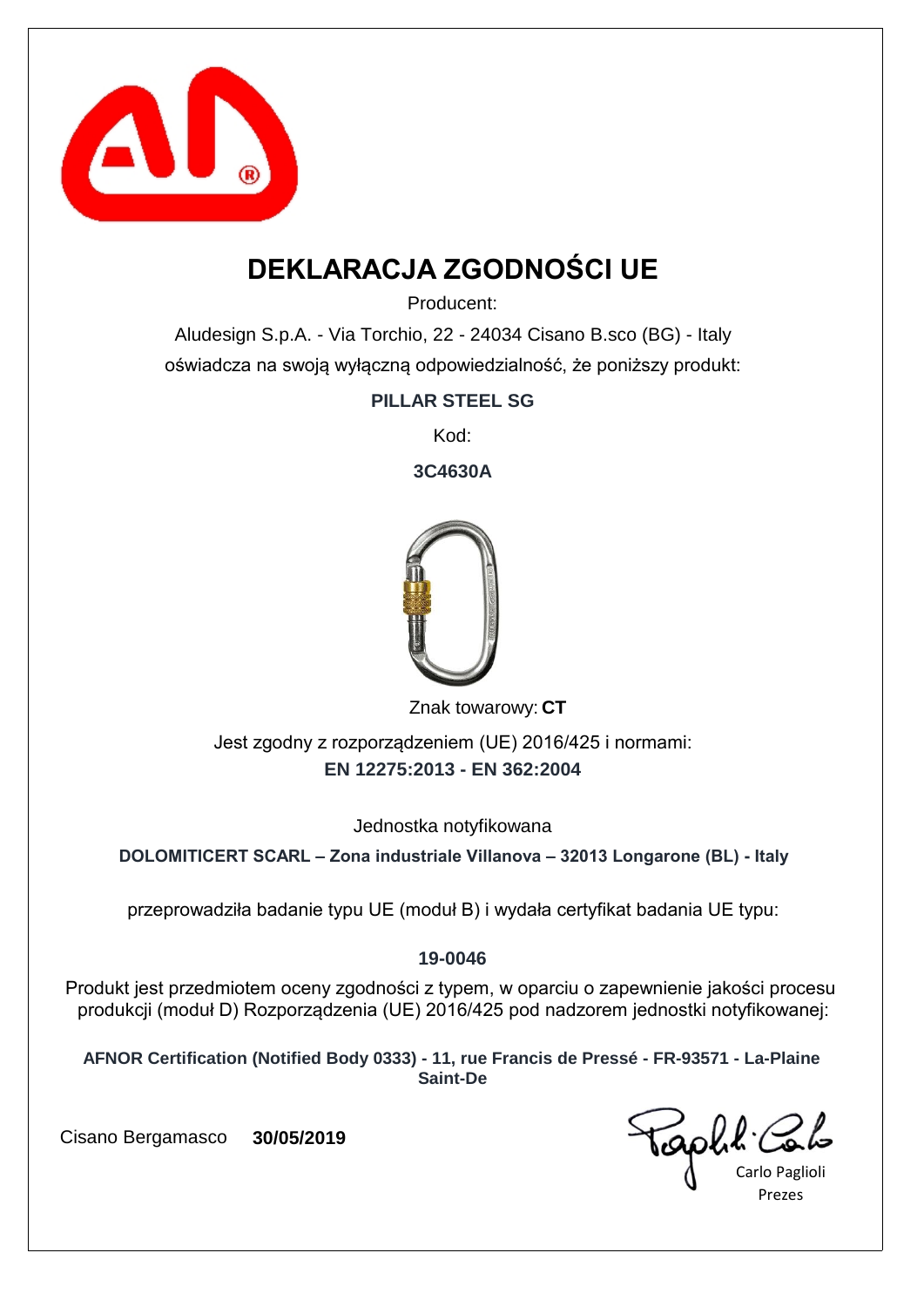# DEKLARACJA ZGODNOŚCI UE

Producent:

Aludesign S.p.A. - Via Torchio, 22 - 24034 Cisano B.sco (BG) - Italy

oświadcza na swoją wyłączną odpowiedzialność, że poniższy produkt:

**PILLAR STEEL SG**

Kod:

**3C4630A**

Znak towarowy: **CT**

Jest zgodny z rozporządzeniem (UE) 2016/425 i normami:

**EN 12275:2013 - EN 362:2004**

Jednostka notyfikowana

**DOLOMITICERT SCARL – Zona industriale Villanova – 32013 Longarone (BL) - Italy**

przeprowadziła badanie typu UE (moduł B) i wydała certyfikat badania UE typu:

**19-0046**

Produkt jest przedmiotem oceny zgodności z typem, w oparciu o zapewnienie jakości procesu produkcji (moduł D) Rozporządzenia (UE) 2016/425 pod nadzorem jednostki notyfikowanej:

**AFNOR Certification (Notified Body 0333) - 11, rue Francis de Pressé - FR-93571 - La-Plaine Saint-De**

Cisano Bergamasco **30/05/2019**

Carlo Paglioli
Prezes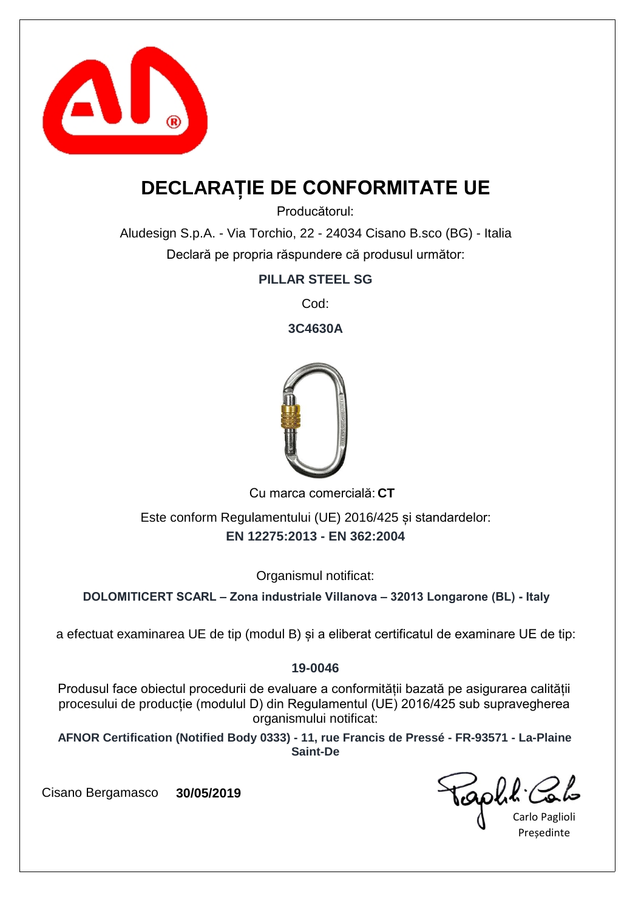# DECLARAȚIE DE CONFORMITATE UE

Producătorul:

Aludesign S.p.A. - Via Torchio, 22 - 24034 Cisano B.sco (BG) - Italia

Declară pe propria răspundere că produsul următor:

**PILLAR STEEL SG**

Cod:

**3C4630A**

Cu marca comercială: **CT**

Este conform Regulamentului (UE) 2016/425 și standardelor:

**EN 12275:2013 - EN 362:2004**

Organismul notificat:

**DOLOMITICERT SCARL – Zona industriale Villanova – 32013 Longarone (BL) - Italy**

a efectuat examinarea UE de tip (modul B) și a eliberat certificatul de examinare UE de tip:

**19-0046**

Produsul face obiectul procedurii de evaluare a conformității bazată pe asigurarea calității procesului de producție (modulul D) din Regulamentul (UE) 2016/425 sub supravegherea organismului notificat:

**AFNOR Certification (Notified Body 0333) - 11, rue Francis de Pressé - FR-93571 - La-Plaine Saint-De**

Cisano Bergamasco **30/05/2019**

Carlo Paglioli
Președinte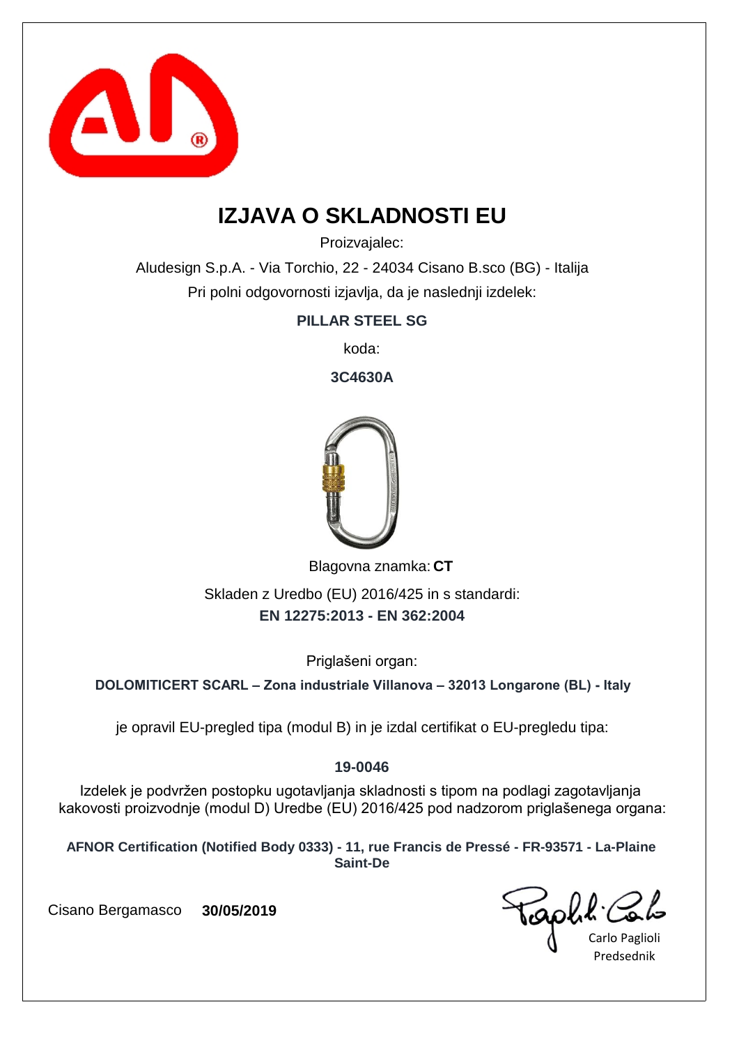# IZJAVA O SKLADNOSTI EU

Proizvajalec:

Aludesign S.p.A. - Via Torchio, 22 - 24034 Cisano B.sco (BG) - Italija

Pri polni odgovornosti izjavlja, da je naslednji izdelek:

**PILLAR STEEL SG**

koda:

**3C4630A**

Blagovna znamka: **CT**

Skladen z Uredbo (EU) 2016/425 in s standardi:

**EN 12275:2013 - EN 362:2004**

Priglašeni organ:

**DOLOMITICERT SCARL – Zona industriale Villanova – 32013 Longarone (BL) - Italy**

je opravil EU-pregled tipa (modul B) in je izdal certifikat o EU-pregledu tipa:

**19-0046**

Izdelek je podvržen postopku ugotavljanja skladnosti s tipom na podlagi zagotavljanja kakovosti proizvodnje (modul D) Uredbe (EU) 2016/425 pod nadzorom priglašenega organa:

**AFNOR Certification (Notified Body 0333) - 11, rue Francis de Pressé - FR-93571 - La-Plaine Saint-De**

Cisano Bergamasco **30/05/2019**

Carlo Paglioli
Predsednik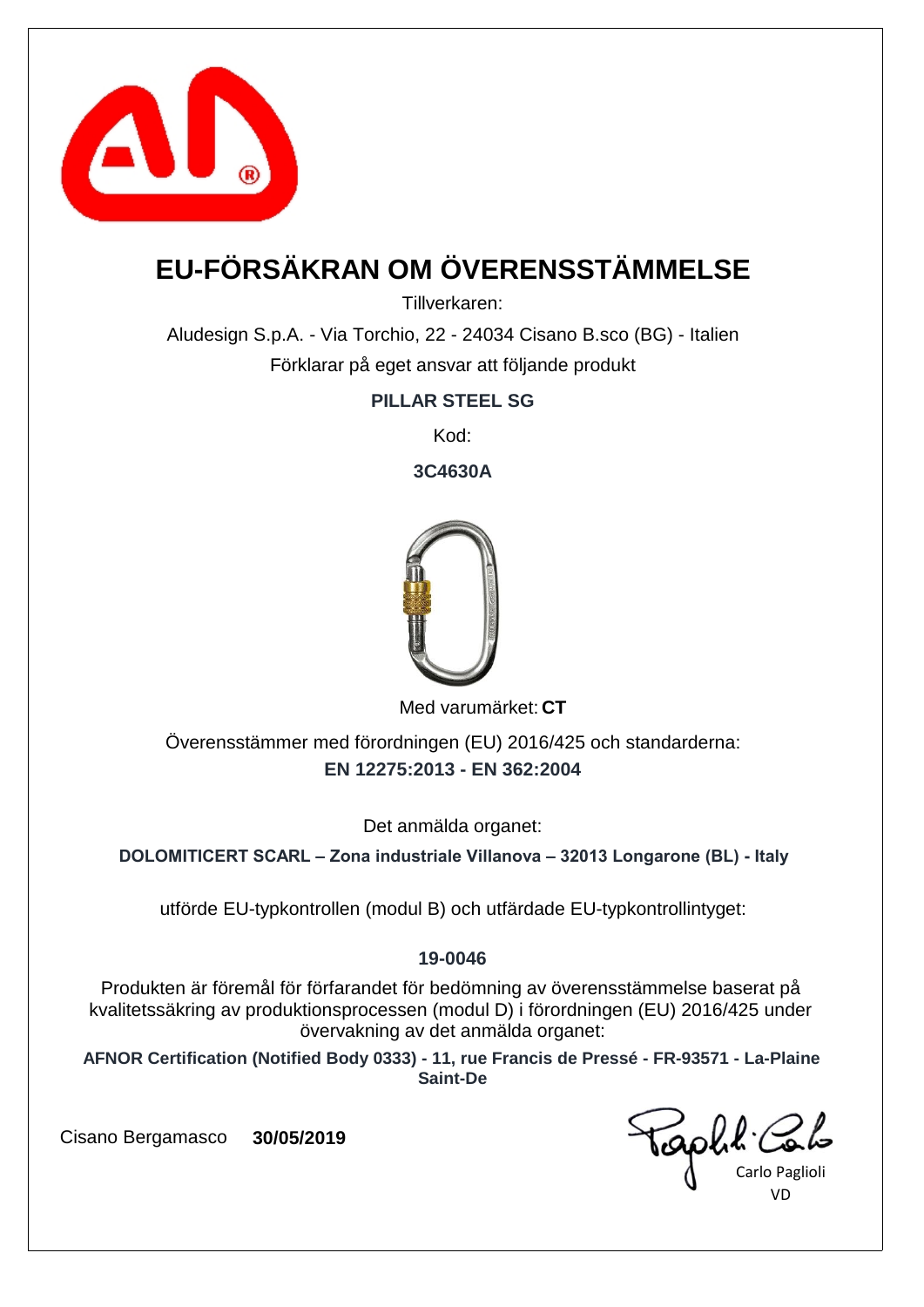# EU-FÖRSÄKRAN OM ÖVERENSSTÄMMELSE

Tillverkaren:

Aludesign S.p.A. - Via Torchio, 22 - 24034 Cisano B.sco (BG) - Italien

Förklarar på eget ansvar att följande produkt

**PILLAR STEEL SG**

Kod:

**3C4630A**

Med varumärket: **CT**

Överensstämmer med förordningen (EU) 2016/425 och standarderna:

**EN 12275:2013 - EN 362:2004**

Det anmälda organet:

**DOLOMITICERT SCARL – Zona industriale Villanova – 32013 Longarone (BL) - Italy**

utförde EU-typkontrollen (modul B) och utfärdade EU-typkontrollintyget:

**19-0046**

Produkten är föremål för förfarandet för bedömning av överensstämmelse baserat på kvalitetssäkring av produktionsprocessen (modul D) i förordningen (EU) 2016/425 under övervakning av det anmälda organet:

**AFNOR Certification (Notified Body 0333) - 11, rue Francis de Pressé - FR-93571 - La-Plaine Saint-De**

Cisano Bergamasco **30/05/2019**

Carlo Paglioli

VD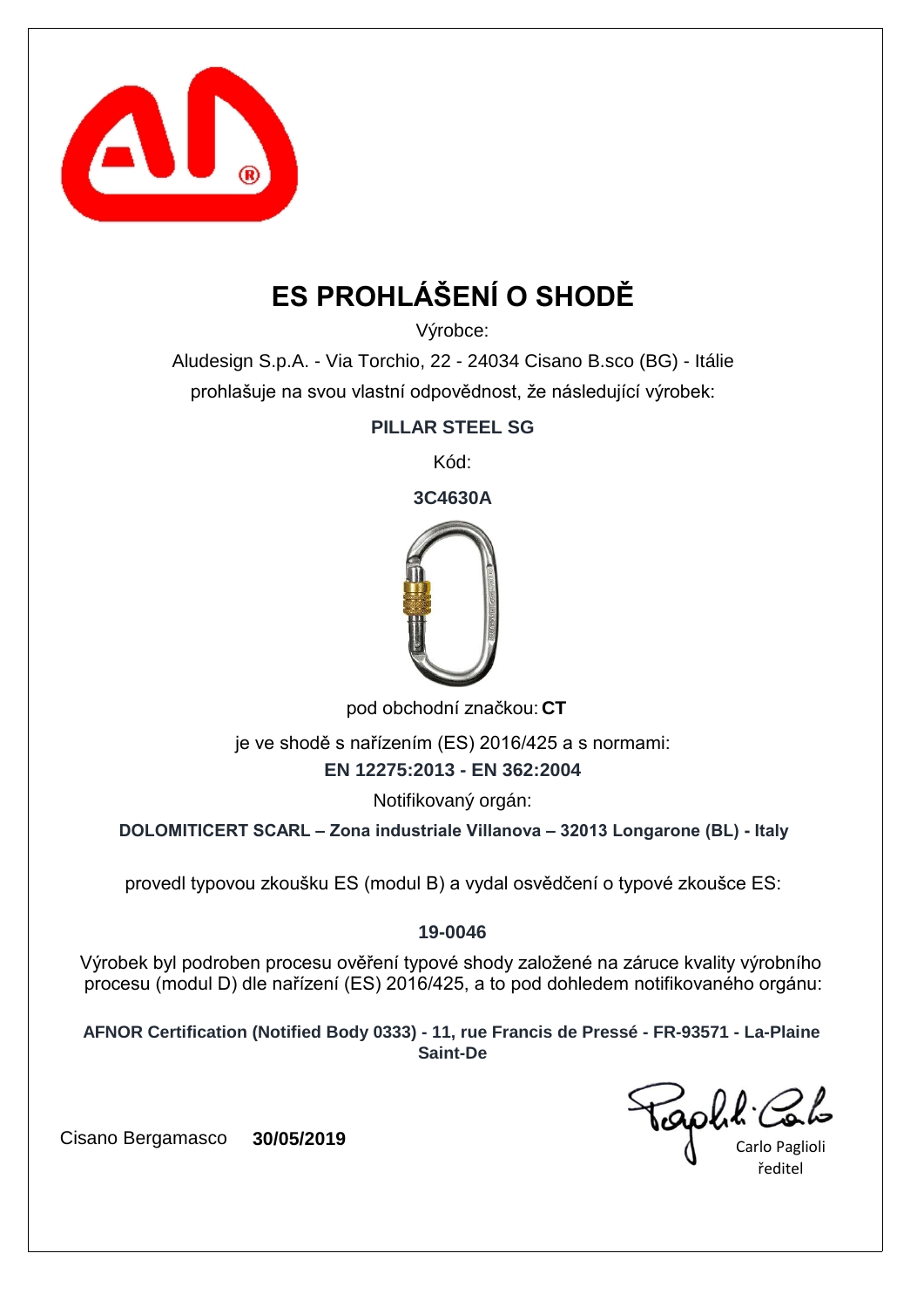# ES PROHLÁŠENÍ O SHODĚ

Výrobce:

Aludesign S.p.A. - Via Torchio, 22 - 24034 Cisano B.sco (BG) - Itálie

prohlašuje na svou vlastní odpovědnost, že následující výrobek:

**PILLAR STEEL SG**

Kód:

**3C4630A**

pod obchodní značkou: **CT**

je ve shodě s nařízením (ES) 2016/425 a s normami:

**EN 12275:2013 - EN 362:2004**

Notifikovaný orgán:

**DOLOMITICERT SCARL – Zona industriale Villanova – 32013 Longarone (BL) - Italy**

provedl typovou zkoušku ES (modul B) a vydal osvědčení o typové zkoušce ES:

**19-0046**

Výrobek byl podroben procesu ověření typové shody založené na záruce kvality výrobního procesu (modul D) dle nařízení (ES) 2016/425, a to pod dohledem notifikovaného orgánu:

**AFNOR Certification (Notified Body 0333) - 11, rue Francis de Pressé - FR-93571 - La-Plaine Saint-De**

Cisano Bergamasco **30/05/2019**

Carlo Paglioli
ředitel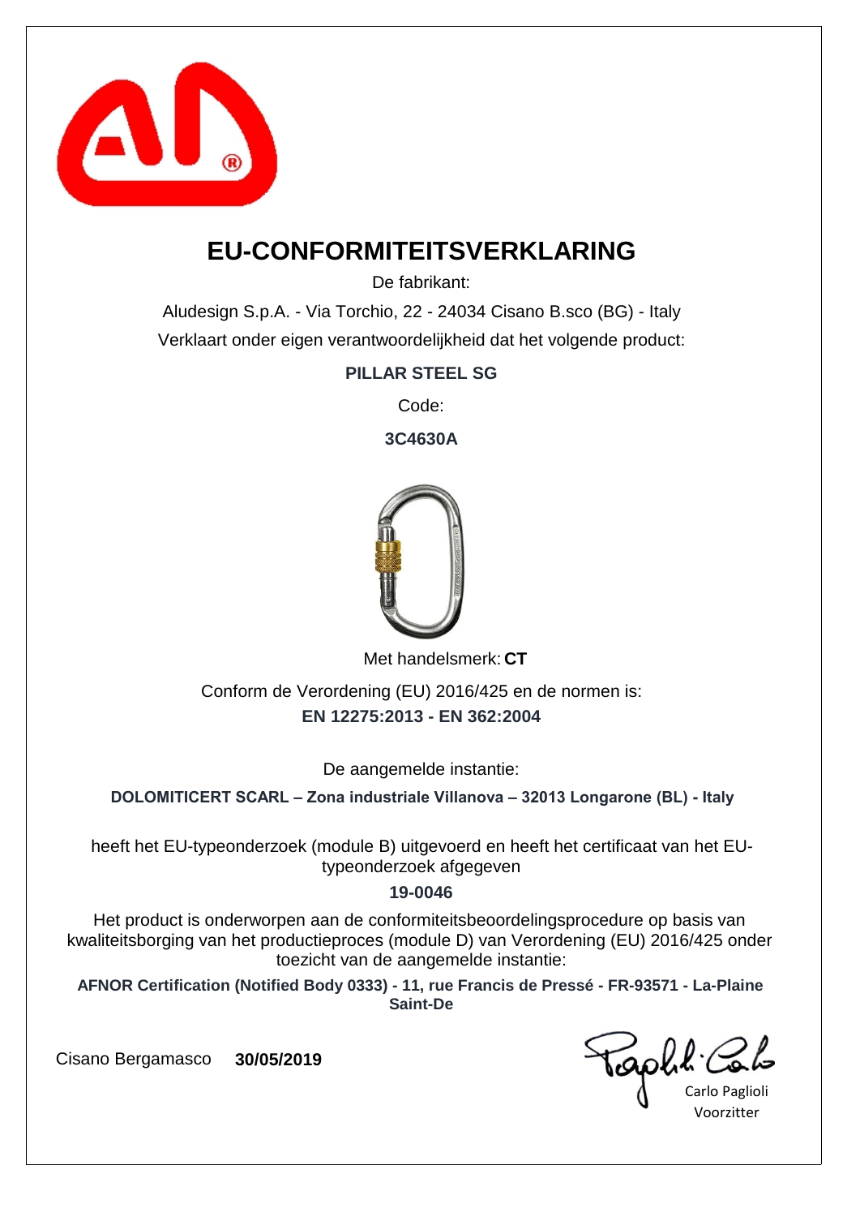# EU-CONFORMITEITSVERKLARING

De fabrikant:

Aludesign S.p.A. - Via Torchio, 22 - 24034 Cisano B.sco (BG) - Italy

Verklaart onder eigen verantwoordelijkheid dat het volgende product:

**PILLAR STEEL SG**

Code:

**3C4630A**

Met handelsmerk: **CT**

Conform de Verordening (EU) 2016/425 en de normen is:

**EN 12275:2013 - EN 362:2004**

De aangemelde instantie:

**DOLOMITICERT SCARL – Zona industriale Villanova – 32013 Longarone (BL) - Italy**

heeft het EU-typeonderzoek (module B) uitgevoerd en heeft het certificaat van het EU-typeonderzoek afgegeven

**19-0046**

Het product is onderworpen aan de conformiteitsbeoordelingsprocedure op basis van kwaliteitsborging van het productieproces (module D) van Verordening (EU) 2016/425 onder toezicht van de aangemelde instantie:

**AFNOR Certification (Notified Body 0333) - 11, rue Francis de Pressé - FR-93571 - La-Plaine Saint-De**

Cisano Bergamasco **30/05/2019**

Carlo Paglioli
Voorzitter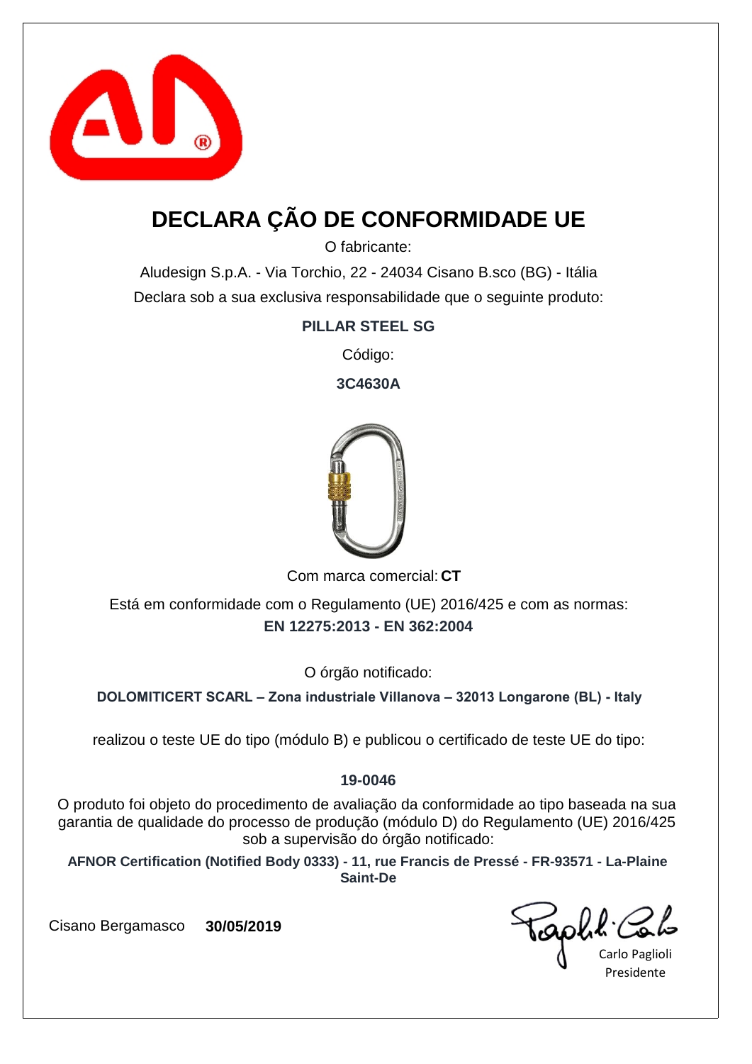# DECLARA ÇÃO DE CONFORMIDADE UE

O fabricante:

Aludesign S.p.A. - Via Torchio, 22 - 24034 Cisano B.sco (BG) - Itália

Declara sob a sua exclusiva responsabilidade que o seguinte produto:

**PILLAR STEEL SG**

Código:

**3C4630A**

Com marca comercial: **CT**

Está em conformidade com o Regulamento (UE) 2016/425 e com as normas:

**EN 12275:2013 - EN 362:2004**

O órgão notificado:

**DOLOMITICERT SCARL – Zona industriale Villanova – 32013 Longarone (BL) - Italy**

realizou o teste UE do tipo (módulo B) e publicou o certificado de teste UE do tipo:

**19-0046**

O produto foi objeto do procedimento de avaliação da conformidade ao tipo baseada na sua garantia de qualidade do processo de produção (módulo D) do Regulamento (UE) 2016/425 sob a supervisão do órgão notificado:

**AFNOR Certification (Notified Body 0333) - 11, rue Francis de Pressé - FR-93571 - La-Plaine Saint-De**

Cisano Bergamasco **30/05/2019**

Carlo Paglioli
Presidente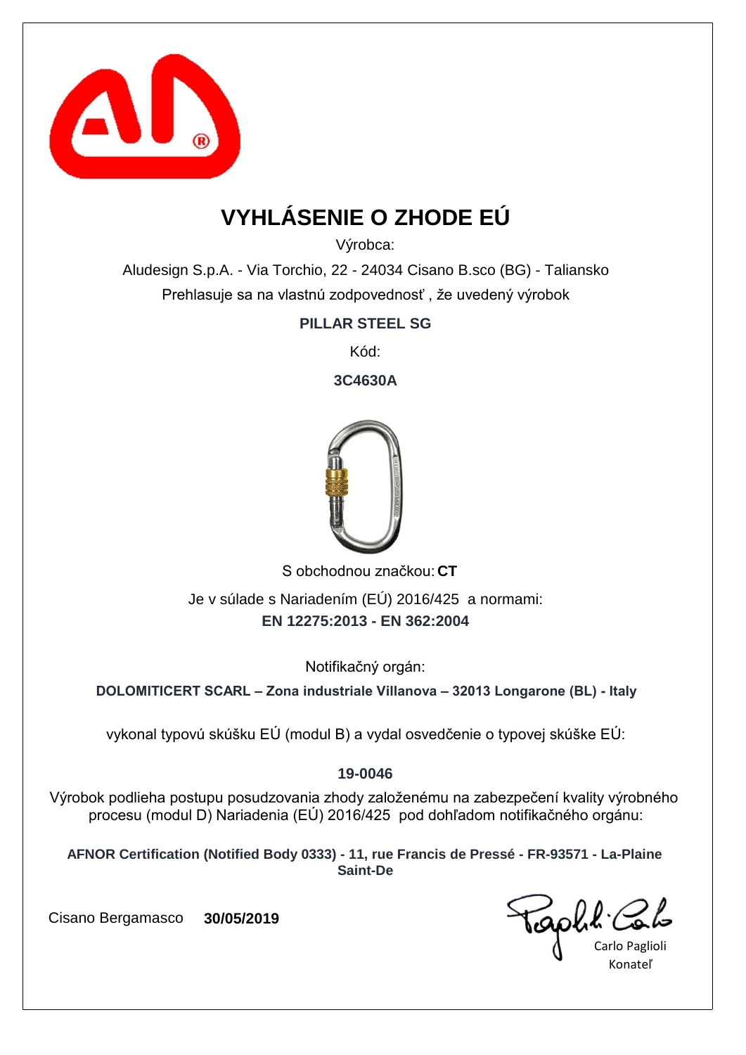# VYHLÁSENIE O ZHODE EÚ

Výrobca:

Aludesign S.p.A. - Via Torchio, 22 - 24034 Cisano B.sco (BG) - Taliansko

Prehlasuje sa na vlastnú zodpovednosť , že uvedený výrobok

**PILLAR STEEL SG**

Kód:

**3C4630A**

S obchodnou značkou: **CT**

Je v súlade s Nariadením (EÚ) 2016/425 a normami:

**EN 12275:2013 - EN 362:2004**

Notifikačný orgán:

**DOLOMITICERT SCARL – Zona industriale Villanova – 32013 Longarone (BL) - Italy**

vykonal typovú skúšku EÚ (modul B) a vydal osvedčenie o typovej skúške EÚ:

**19-0046**

Výrobok podlieha postupu posudzovania zhody založenému na zabezpečení kvality výrobného procesu (modul D) Nariadenia (EÚ) 2016/425 pod dohľadom notifikačného orgánu:

**AFNOR Certification (Notified Body 0333) - 11, rue Francis de Pressé - FR-93571 - La-Plaine Saint-De**

Cisano Bergamasco **30/05/2019**

Carlo Paglioli
Konateľ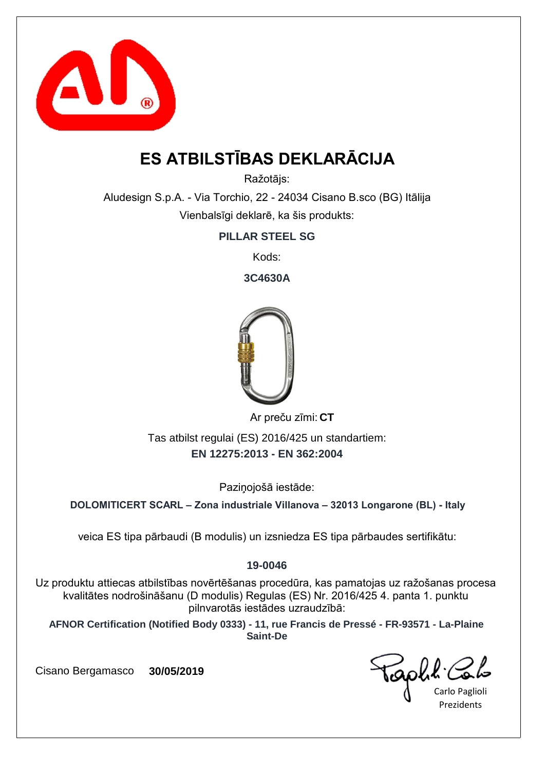# ES ATBILSTĪBAS DEKLARĀCIJA

Ražotājs:

Aludesign S.p.A. - Via Torchio, 22 - 24034 Cisano B.sco (BG) Itālija

Vienbalsīgi deklarē, ka šis produkts:

**PILLAR STEEL SG**

Kods:

**3C4630A**

Ar preču zīmi: **CT**

Tas atbilst regulai (ES) 2016/425 un standartiem:

**EN 12275:2013 - EN 362:2004**

Paziņojošā iestāde:

**DOLOMITICERT SCARL – Zona industriale Villanova – 32013 Longarone (BL) - Italy**

veica ES tipa pārbaudi (B modulis) un izsniedza ES tipa pārbaudes sertifikātu:

**19-0046**

Uz produktu attiecas atbilstības novērtēšanas procedūra, kas pamatojas uz ražošanas procesa kvalitātes nodrošināšanu (D modulis) Regulas (ES) Nr. 2016/425 4. panta 1. punktu pilnvarotās iestādes uzraudzībā:

**AFNOR Certification (Notified Body 0333) - 11, rue Francis de Pressé - FR-93571 - La-Plaine Saint-De**

Cisano Bergamasco **30/05/2019**

Carlo Paglioli
Prezidents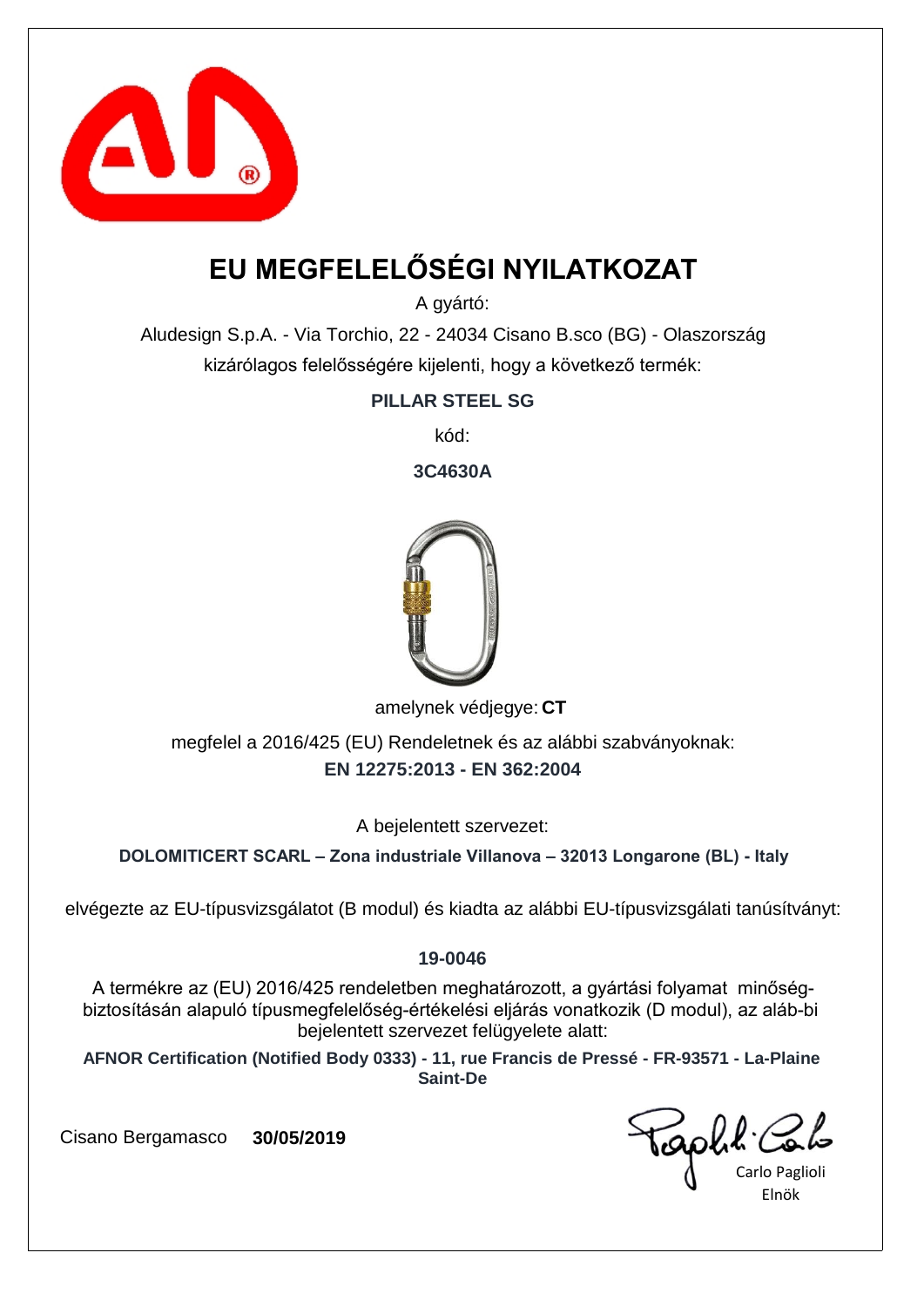# EU MEGFELELŐSÉGI NYILATKOZAT

A gyártó:

Aludesign S.p.A. - Via Torchio, 22 - 24034 Cisano B.sco (BG) - Olaszország

kizárólagos felelősségére kijelenti, hogy a következő termék:

**PILLAR STEEL SG**

kód:

**3C4630A**

amelynek védjegye: **CT**

megfelel a 2016/425 (EU) Rendeletnek és az alábbi szabványoknak:

**EN 12275:2013 - EN 362:2004**

A bejelentett szervezet:

**DOLOMITICERT SCARL – Zona industriale Villanova – 32013 Longarone (BL) - Italy**

elvégezte az EU-típusvizsgálatot (B modul) és kiadta az alábbi EU-típusvizsgálati tanúsítványt:

**19-0046**

A termékre az (EU) 2016/425 rendeletben meghatározott, a gyártási folyamat minőség-biztosításán alapuló típusmegfelelőség-értékelési eljárás vonatkozik (D modul), az aláb-bi bejelentett szervezet felügyelete alatt:

**AFNOR Certification (Notified Body 0333) - 11, rue Francis de Pressé - FR-93571 - La-Plaine Saint-De**

Cisano Bergamasco **30/05/2019**

Carlo Paglioli
Elnök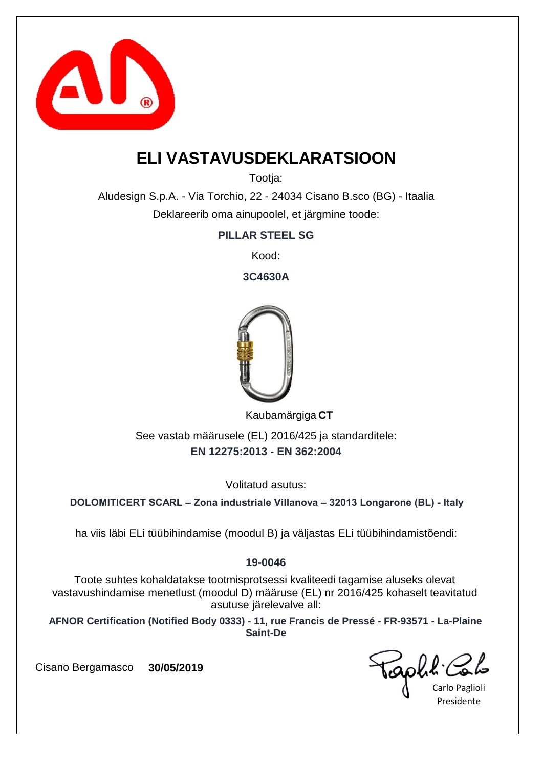# ELI VASTAVUSDEKLARATSIOON

Tootja:

Aludesign S.p.A. - Via Torchio, 22 - 24034 Cisano B.sco (BG) - Itaalia

Deklareerib oma ainupoolel, et järgmine toode:

**PILLAR STEEL SG**

Kood:

**3C4630A**

Kaubamärgiga **CT**

See vastab määrusele (EL) 2016/425 ja standarditele:

**EN 12275:2013 - EN 362:2004**

Volitatud asutus:

**DOLOMITICERT SCARL – Zona industriale Villanova – 32013 Longarone (BL) - Italy**

ha viis läbi ELi tüübihindamise (moodul B) ja väljastas ELi tüübihindamistõendi:

**19-0046**

Toote suhtes kohaldatakse tootmisprotsessi kvaliteedi tagamise aluseks olevat vastavushindamise menetlust (moodul D) määruse (EL) nr 2016/425 kohaselt teavitatud asutuse järelevalve all:

**AFNOR Certification (Notified Body 0333) - 11, rue Francis de Pressé - FR-93571 - La-Plaine Saint-De**

Cisano Bergamasco **30/05/2019**

Carlo Paglioli
Presidente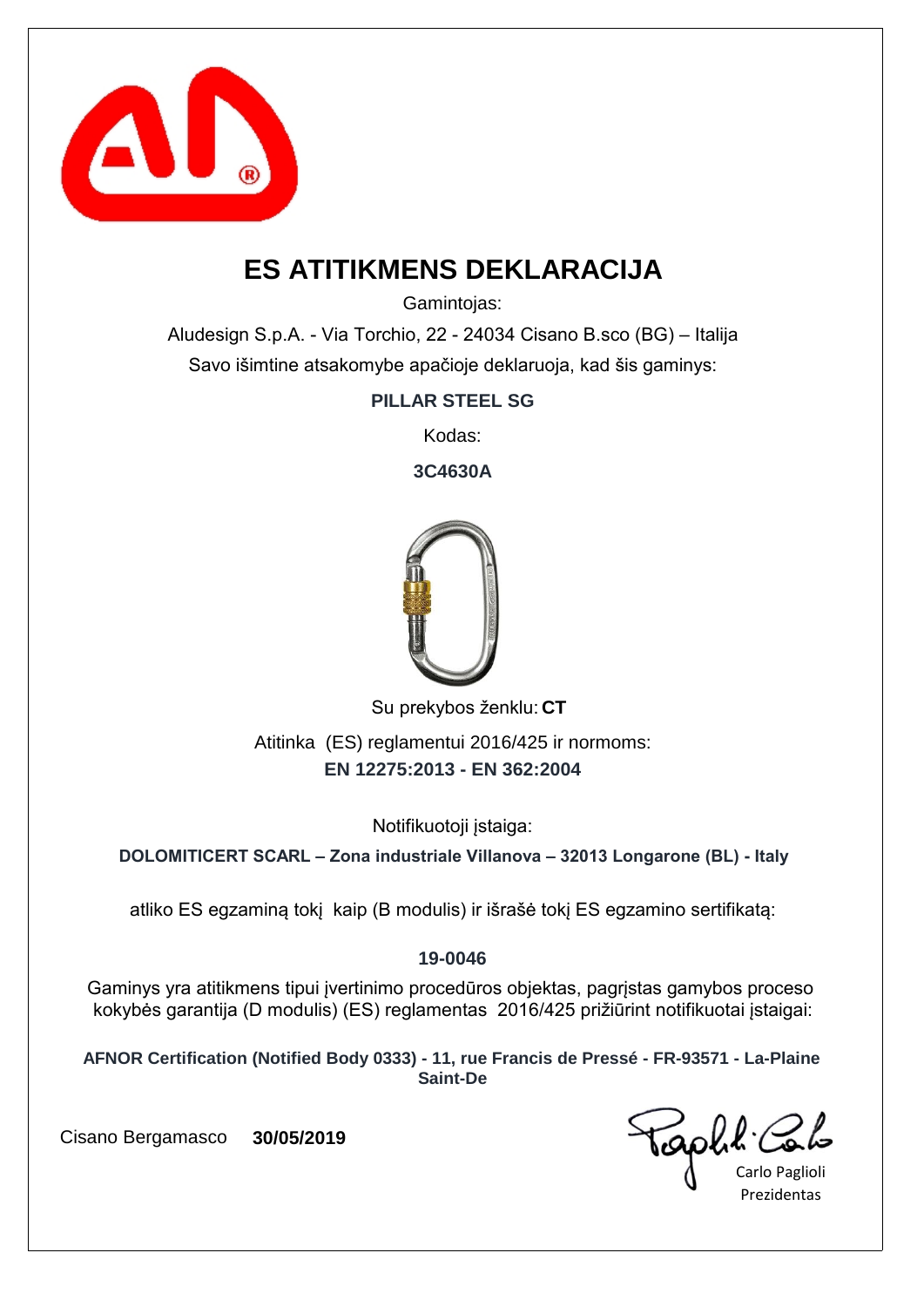# ES ATITIKMENS DEKLARACIJA

Gamintojas:

Aludesign S.p.A. - Via Torchio, 22 - 24034 Cisano B.sco (BG) – Italija

Savo išimtine atsakomybe apačioje deklaruoja, kad šis gaminys:

**PILLAR STEEL SG**

Kodas:

**3C4630A**

Su prekybos ženklu: **CT**

Atitinka (ES) reglamentui 2016/425 ir normoms:

**EN 12275:2013 - EN 362:2004**

Notifikuotoji įstaiga:

**DOLOMITICERT SCARL – Zona industriale Villanova – 32013 Longarone (BL) - Italy**

atliko ES egzaminą tokį kaip (B modulis) ir išrašė tokį ES egzamino sertifikatą:

**19-0046**

Gaminys yra atitikmens tipui įvertinimo procedūros objektas, pagrįstas gamybos proceso kokybės garantija (D modulis) (ES) reglamentas 2016/425 prižiūrint notifikuotai įstaigai:

**AFNOR Certification (Notified Body 0333) - 11, rue Francis de Pressé - FR-93571 - La-Plaine Saint-De**

Cisano Bergamasco **30/05/2019**

Carlo Paglioli

Prezidentas